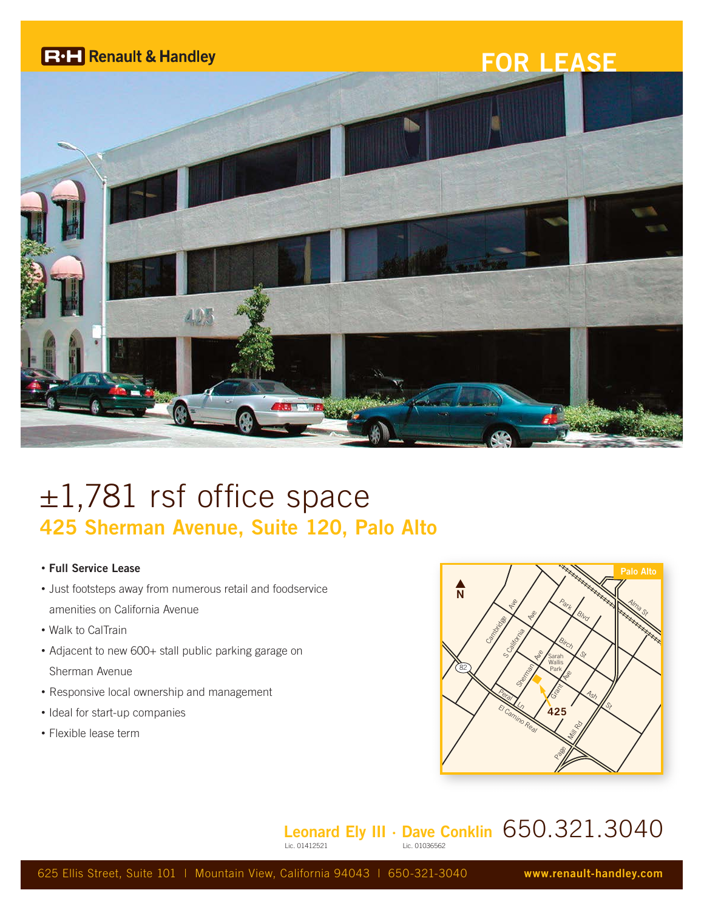R·H Renault & Handley

FOR LEASE

# ±1,781 rsf office space

## 425 Sherman Avenue, Suite 120, Palo Alto

- **Full Service Lease**
- Just footsteps away from numerous retail and foodservice amenities on California Avenue
- Walk to CalTrain
- Adjacent to new 600+ stall public parking garage on Sherman Avenue
- Responsive local ownership and management
- Ideal for start-up companies
- Flexible lease term

**Leonard Ely III** · **Dave Conklin** 650.321.3040

Lic. 01412521 Lic. 01036562

625 Ellis Street, Suite 101 | Mountain View, California 94043 | 650-321-3040 **www.renault-handley.com**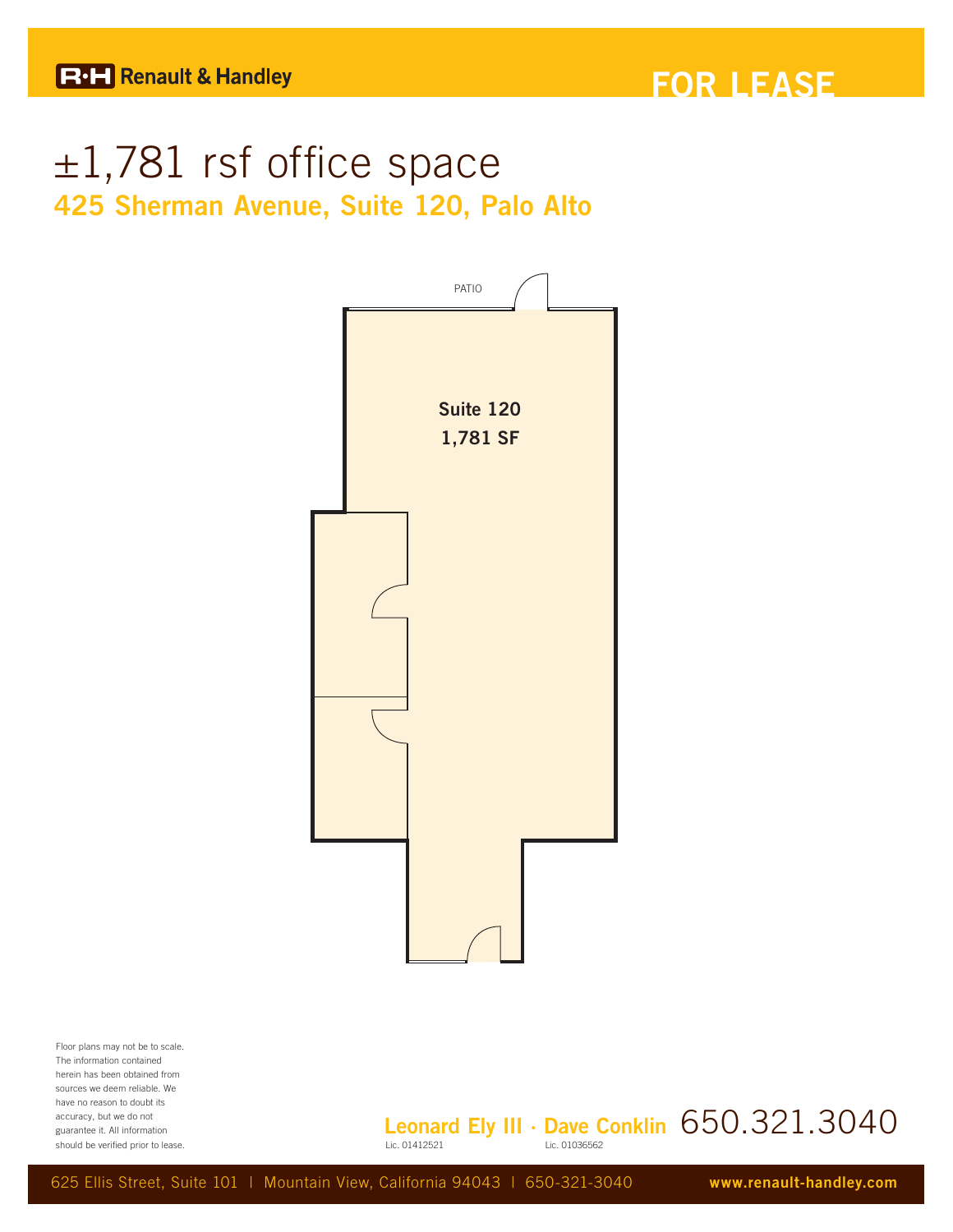Renault & Handley

FOR LEASE

# ±1,781 rsf office space

## 425 Sherman Avenue, Suite 120, Palo Alto

PATIO

Suite 120
1,781 SF

Floor plans may not be to scale. The information contained herein has been obtained from sources we deem reliable. We have no reason to doubt its accuracy, but we do not guarantee it. All information should be verified prior to lease.

**Leonard Ely III** · **Dave Conklin** 650.321.3040
Lic. 01412521 Lic. 01036562

625 Ellis Street, Suite 101 | Mountain View, California 94043 | 650-321-3040 **www.renault-handley.com**